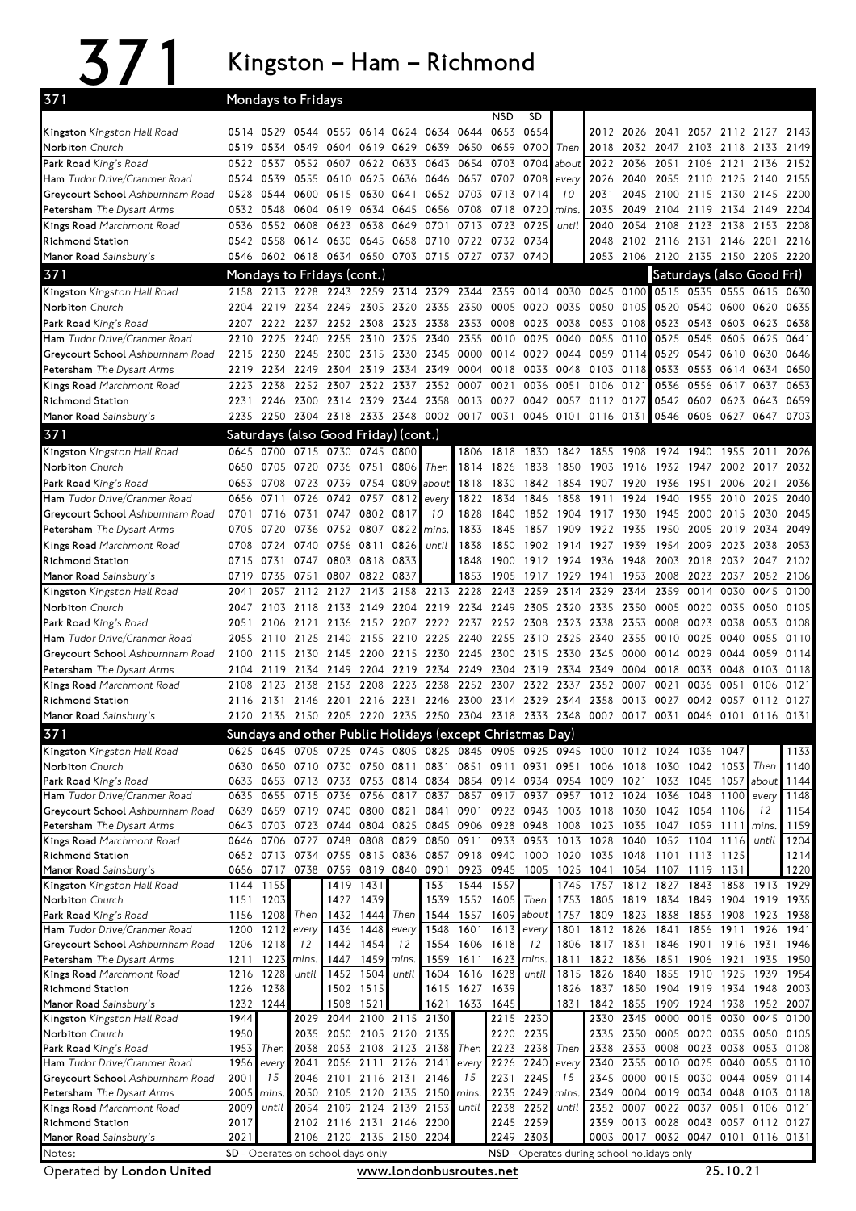# 371 Kingston – Ham – Richmond

## Mondays to Fridays

| 371 | | | | | | | | | NSD | SD | | | | | | | | |
|---|---|---|---|---|---|---|---|---|---|---|---|---|---|---|---|---|---|---|
| **Kingston** *Kingston Hall Road* | 0514 | 0529 | 0544 | 0559 | 0614 | 0624 | 0634 | 0644 | 0653 | 0654 | | 2012 | 2026 | 2041 | 2057 | 2112 | 2127 | 2143 |
| **Norbiton** *Church* | 0519 | 0534 | 0549 | 0604 | 0619 | 0629 | 0639 | 0650 | 0659 | 0700 | Then | 2018 | 2032 | 2047 | 2103 | 2118 | 2133 | 2149 |
| **Park Road** *King's Road* | 0522 | 0537 | 0552 | 0607 | 0622 | 0633 | 0643 | 0654 | 0703 | 0704 | about | 2022 | 2036 | 2051 | 2106 | 2121 | 2136 | 2152 |
| **Ham** *Tudor Drive/Cranmer Road* | 0524 | 0539 | 0555 | 0610 | 0625 | 0636 | 0646 | 0657 | 0707 | 0708 | every | 2026 | 2040 | 2055 | 2110 | 2125 | 2140 | 2155 |
| **Greycourt School** *Ashburnham Road* | 0528 | 0544 | 0600 | 0615 | 0630 | 0641 | 0652 | 0703 | 0713 | 0714 | 10 | 2031 | 2045 | 2100 | 2115 | 2130 | 2145 | 2200 |
| **Petersham** *The Dysart Arms* | 0532 | 0548 | 0604 | 0619 | 0634 | 0645 | 0656 | 0708 | 0718 | 0720 | mins. | 2035 | 2049 | 2104 | 2119 | 2134 | 2149 | 2204 |
| **Kings Road** *Marchmont Road* | 0536 | 0552 | 0608 | 0623 | 0638 | 0649 | 0701 | 0713 | 0723 | 0725 | until | 2040 | 2054 | 2108 | 2123 | 2138 | 2153 | 2208 |
| **Richmond Station** | 0542 | 0558 | 0614 | 0630 | 0645 | 0658 | 0710 | 0722 | 0732 | 0734 | | 2048 | 2102 | 2116 | 2131 | 2146 | 2201 | 2216 |
| **Manor Road** *Sainsbury's* | 0546 | 0602 | 0618 | 0634 | 0650 | 0703 | 0715 | 0727 | 0737 | 0740 | | 2053 | 2106 | 2120 | 2135 | 2150 | 2205 | 2220 |

## Mondays to Fridays (cont.)

| 371 | | | | | | | | | | | | | |
|---|---|---|---|---|---|---|---|---|---|---|---|---|---|
| **Kingston** *Kingston Hall Road* | 2158 | 2213 | 2228 | 2243 | 2259 | 2314 | 2329 | 2344 | 2359 | 0014 | 0030 | 0045 | 0100 |
| **Norbiton** *Church* | 2204 | 2219 | 2234 | 2249 | 2305 | 2320 | 2335 | 2350 | 0005 | 0020 | 0035 | 0050 | 0105 |
| **Park Road** *King's Road* | 2207 | 2222 | 2237 | 2252 | 2308 | 2323 | 2338 | 2353 | 0008 | 0023 | 0038 | 0053 | 0108 |
| **Ham** *Tudor Drive/Cranmer Road* | 2210 | 2225 | 2240 | 2255 | 2310 | 2325 | 2340 | 2355 | 0010 | 0025 | 0040 | 0055 | 0110 |
| **Greycourt School** *Ashburnham Road* | 2215 | 2230 | 2245 | 2300 | 2315 | 2330 | 2345 | 0000 | 0014 | 0029 | 0044 | 0059 | 0114 |
| **Petersham** *The Dysart Arms* | 2219 | 2234 | 2249 | 2304 | 2319 | 2334 | 2349 | 0004 | 0018 | 0033 | 0048 | 0103 | 0118 |
| **Kings Road** *Marchmont Road* | 2223 | 2238 | 2252 | 2307 | 2322 | 2337 | 2352 | 0007 | 0021 | 0036 | 0051 | 0106 | 0121 |
| **Richmond Station** | 2231 | 2246 | 2300 | 2314 | 2329 | 2344 | 2358 | 0013 | 0027 | 0042 | 0057 | 0112 | 0127 |
| **Manor Road** *Sainsbury's* | 2235 | 2250 | 2304 | 2318 | 2333 | 2348 | 0002 | 0017 | 0031 | 0046 | 0101 | 0116 | 0131 |

## Saturdays (also Good Fri)

| 371 | | | | | | | | | | | | | | | | | | | | | | |
|---|---|---|---|---|---|---|---|---|---|---|---|---|---|---|---|---|---|---|---|---|---|---|
| **Kingston** *Kingston Hall Road* | 0515 | 0535 | 0555 | 0615 | 0630 | 0645 | 0700 | 0715 | 0730 | 0745 | 0800 | | 1806 | 1818 | 1830 | 1842 | 1855 | 1908 | 1924 | 1940 | 1955 | 2011 | 2026 |
| **Norbiton** *Church* | 0520 | 0540 | 0600 | 0620 | 0635 | 0650 | 0705 | 0720 | 0736 | 0751 | 0806 | Then | 1814 | 1826 | 1838 | 1850 | 1903 | 1916 | 1932 | 1947 | 2002 | 2017 | 2032 |
| **Park Road** *King's Road* | 0523 | 0543 | 0603 | 0623 | 0638 | 0653 | 0708 | 0723 | 0739 | 0754 | 0809 | about | 1818 | 1830 | 1842 | 1854 | 1907 | 1920 | 1936 | 1951 | 2006 | 2021 | 2036 |
| **Ham** *Tudor Drive/Cranmer Road* | 0525 | 0545 | 0605 | 0625 | 0641 | 0656 | 0711 | 0726 | 0742 | 0757 | 0812 | every | 1822 | 1834 | 1846 | 1858 | 1911 | 1924 | 1940 | 1955 | 2010 | 2025 | 2040 |
| **Greycourt School** *Ashburnham Road* | 0529 | 0549 | 0610 | 0630 | 0646 | 0701 | 0716 | 0731 | 0747 | 0802 | 0817 | 10 | 1828 | 1840 | 1852 | 1904 | 1917 | 1930 | 1945 | 2000 | 2015 | 2030 | 2045 |
| **Petersham** *The Dysart Arms* | 0533 | 0553 | 0614 | 0634 | 0650 | 0705 | 0720 | 0736 | 0752 | 0807 | 0822 | mins. | 1833 | 1845 | 1857 | 1909 | 1922 | 1935 | 1950 | 2005 | 2019 | 2034 | 2049 |
| **Kings Road** *Marchmont Road* | 0536 | 0556 | 0617 | 0637 | 0653 | 0708 | 0724 | 0740 | 0756 | 0811 | 0826 | until | 1838 | 1850 | 1902 | 1914 | 1927 | 1939 | 1954 | 2009 | 2023 | 2038 | 2053 |
| **Richmond Station** | 0542 | 0602 | 0623 | 0643 | 0659 | 0715 | 0731 | 0747 | 0803 | 0818 | 0833 | | 1848 | 1900 | 1912 | 1924 | 1936 | 1948 | 2003 | 2018 | 2032 | 2047 | 2102 |
| **Manor Road** *Sainsbury's* | 0546 | 0606 | 0627 | 0647 | 0703 | 0719 | 0735 | 0751 | 0807 | 0822 | 0837 | | 1853 | 1905 | 1917 | 1929 | 1941 | 1953 | 2008 | 2023 | 2037 | 2052 | 2106 |

## Saturdays (also Good Friday) (cont.)

| 371 | | | | | | | | | | | | | | | | | | |
|---|---|---|---|---|---|---|---|---|---|---|---|---|---|---|---|---|---|---|
| **Kingston** *Kingston Hall Road* | 2041 | 2057 | 2112 | 2127 | 2143 | 2158 | 2213 | 2228 | 2243 | 2259 | 2314 | 2329 | 2344 | 2359 | 0014 | 0030 | 0045 | 0100 |
| **Norbiton** *Church* | 2047 | 2103 | 2118 | 2133 | 2149 | 2204 | 2219 | 2234 | 2249 | 2305 | 2320 | 2335 | 2350 | 0005 | 0020 | 0035 | 0050 | 0105 |
| **Park Road** *King's Road* | 2051 | 2106 | 2121 | 2136 | 2152 | 2207 | 2222 | 2237 | 2252 | 2308 | 2323 | 2338 | 2353 | 0008 | 0023 | 0038 | 0053 | 0108 |
| **Ham** *Tudor Drive/Cranmer Road* | 2055 | 2110 | 2125 | 2140 | 2155 | 2210 | 2225 | 2240 | 2255 | 2310 | 2325 | 2340 | 2355 | 0010 | 0025 | 0040 | 0055 | 0110 |
| **Greycourt School** *Ashburnham Road* | 2100 | 2115 | 2130 | 2145 | 2200 | 2215 | 2230 | 2245 | 2300 | 2315 | 2330 | 2345 | 0000 | 0014 | 0029 | 0044 | 0059 | 0114 |
| **Petersham** *The Dysart Arms* | 2104 | 2119 | 2134 | 2149 | 2204 | 2219 | 2234 | 2249 | 2304 | 2319 | 2334 | 2349 | 0004 | 0018 | 0033 | 0048 | 0103 | 0118 |
| **Kings Road** *Marchmont Road* | 2108 | 2123 | 2138 | 2153 | 2208 | 2223 | 2238 | 2252 | 2307 | 2322 | 2337 | 2352 | 0007 | 0021 | 0036 | 0051 | 0106 | 0121 |
| **Richmond Station** | 2116 | 2131 | 2146 | 2201 | 2216 | 2231 | 2246 | 2300 | 2314 | 2329 | 2344 | 2358 | 0013 | 0027 | 0042 | 0057 | 0112 | 0127 |
| **Manor Road** *Sainsbury's* | 2120 | 2135 | 2150 | 2205 | 2220 | 2235 | 2250 | 2304 | 2318 | 2333 | 2348 | 0002 | 0017 | 0031 | 0046 | 0101 | 0116 | 0131 |

## Sundays and other Public Holidays (except Christmas Day)

| 371 | | | | | | | | | | | | | | | | | | |
|---|---|---|---|---|---|---|---|---|---|---|---|---|---|---|---|---|---|---|
| **Kingston** *Kingston Hall Road* | 0625 | 0645 | 0705 | 0725 | 0745 | 0805 | 0825 | 0845 | 0905 | 0925 | 0945 | 1000 | 1012 | 1024 | 1036 | 1047 | | 1133 |
| **Norbiton** *Church* | 0630 | 0650 | 0710 | 0730 | 0750 | 0811 | 0831 | 0851 | 0911 | 0931 | 0951 | 1006 | 1018 | 1030 | 1042 | 1053 | Then | 1140 |
| **Park Road** *King's Road* | 0633 | 0653 | 0713 | 0733 | 0753 | 0814 | 0834 | 0854 | 0914 | 0934 | 0954 | 1009 | 1021 | 1033 | 1045 | 1057 | about | 1144 |
| **Ham** *Tudor Drive/Cranmer Road* | 0635 | 0655 | 0715 | 0736 | 0756 | 0817 | 0837 | 0857 | 0917 | 0937 | 0957 | 1012 | 1024 | 1036 | 1048 | 1100 | every | 1148 |
| **Greycourt School** *Ashburnham Road* | 0639 | 0659 | 0719 | 0740 | 0800 | 0821 | 0841 | 0901 | 0923 | 0943 | 1003 | 1018 | 1030 | 1042 | 1054 | 1106 | 12 | 1154 |
| **Petersham** *The Dysart Arms* | 0643 | 0703 | 0723 | 0744 | 0804 | 0825 | 0845 | 0906 | 0928 | 0948 | 1008 | 1023 | 1035 | 1047 | 1059 | 1111 | mins. | 1159 |
| **Kings Road** *Marchmont Road* | 0646 | 0706 | 0727 | 0748 | 0808 | 0829 | 0850 | 0911 | 0933 | 0953 | 1013 | 1028 | 1040 | 1052 | 1104 | 1116 | until | 1204 |
| **Richmond Station** | 0652 | 0713 | 0734 | 0755 | 0815 | 0836 | 0857 | 0918 | 0940 | 1000 | 1020 | 1035 | 1048 | 1101 | 1113 | 1125 | | 1214 |
| **Manor Road** *Sainsbury's* | 0656 | 0717 | 0738 | 0759 | 0819 | 0840 | 0901 | 0923 | 0945 | 1005 | 1025 | 1041 | 1054 | 1107 | 1119 | 1131 | | 1220 |

| 371 | | | | | | | | | | | | | | | | | | | | | |
|---|---|---|---|---|---|---|---|---|---|---|---|---|---|---|---|---|---|---|---|---|---|
| **Kingston** *Kingston Hall Road* | 1144 | 1155 | | 1419 | 1431 | | 1531 | 1544 | 1557 | | 1745 | 1757 | 1812 | 1827 | 1843 | 1858 | 1913 | 1929 |
| **Norbiton** *Church* | 1151 | 1203 | | 1427 | 1439 | | 1539 | 1552 | 1605 | Then | 1753 | 1805 | 1819 | 1834 | 1849 | 1904 | 1919 | 1935 |
| **Park Road** *King's Road* | 1156 | 1208 | Then | 1432 | 1444 | Then | 1544 | 1557 | 1609 | about | 1757 | 1809 | 1823 | 1838 | 1853 | 1908 | 1923 | 1938 |
| **Ham** *Tudor Drive/Cranmer Road* | 1200 | 1212 | every | 1436 | 1448 | every | 1548 | 1601 | 1613 | every | 1801 | 1812 | 1826 | 1841 | 1856 | 1911 | 1926 | 1941 |
| **Greycourt School** *Ashburnham Road* | 1206 | 1218 | 12 | 1442 | 1454 | 12 | 1554 | 1606 | 1618 | 12 | 1806 | 1817 | 1831 | 1846 | 1901 | 1916 | 1931 | 1946 |
| **Petersham** *The Dysart Arms* | 1211 | 1223 | mins. | 1447 | 1459 | mins. | 1559 | 1611 | 1623 | mins. | 1811 | 1822 | 1836 | 1851 | 1906 | 1921 | 1935 | 1950 |
| **Kings Road** *Marchmont Road* | 1216 | 1228 | until | 1452 | 1504 | until | 1604 | 1616 | 1628 | until | 1815 | 1826 | 1840 | 1855 | 1910 | 1925 | 1939 | 1954 |
| **Richmond Station** | 1226 | 1238 | | 1502 | 1515 | | 1615 | 1627 | 1639 | | 1826 | 1837 | 1850 | 1904 | 1919 | 1934 | 1948 | 2003 |
| **Manor Road** *Sainsbury's* | 1232 | 1244 | | 1508 | 1521 | | 1621 | 1633 | 1645 | | 1831 | 1842 | 1855 | 1909 | 1924 | 1938 | 1952 | 2007 |

| 371 | | | | | | | | | | | | | | | | | | | |
|---|---|---|---|---|---|---|---|---|---|---|---|---|---|---|---|---|---|---|---|
| **Kingston** *Kingston Hall Road* | 1944 | | 2029 | 2044 | 2100 | 2115 | 2130 | | 2215 | 2230 | | 2330 | 2345 | 0000 | 0015 | 0030 | 0045 | 0100 |
| **Norbiton** *Church* | 1950 | | 2035 | 2050 | 2105 | 2120 | 2135 | | 2220 | 2235 | | 2335 | 2350 | 0005 | 0020 | 0035 | 0050 | 0105 |
| **Park Road** *King's Road* | 1953 | Then | 2038 | 2053 | 2108 | 2123 | 2138 | Then | 2223 | 2238 | Then | 2338 | 2353 | 0008 | 0023 | 0038 | 0053 | 0108 |
| **Ham** *Tudor Drive/Cranmer Road* | 1956 | every | 2041 | 2056 | 2111 | 2126 | 2141 | every | 2226 | 2240 | every | 2340 | 2355 | 0010 | 0025 | 0040 | 0055 | 0110 |
| **Greycourt School** *Ashburnham Road* | 2001 | 15 | 2046 | 2101 | 2116 | 2131 | 2146 | 15 | 2231 | 2245 | 15 | 2345 | 0000 | 0015 | 0030 | 0044 | 0059 | 0114 |
| **Petersham** *The Dysart Arms* | 2005 | mins. | 2050 | 2105 | 2120 | 2135 | 2150 | mins. | 2235 | 2249 | mins. | 2349 | 0004 | 0019 | 0034 | 0048 | 0103 | 0118 |
| **Kings Road** *Marchmont Road* | 2009 | until | 2054 | 2109 | 2124 | 2139 | 2153 | until | 2238 | 2252 | until | 2352 | 0007 | 0022 | 0037 | 0051 | 0106 | 0121 |
| **Richmond Station** | 2017 | | 2102 | 2116 | 2131 | 2146 | 2200 | | 2245 | 2259 | | 2359 | 0013 | 0028 | 0043 | 0057 | 0112 | 0127 |
| **Manor Road** *Sainsbury's* | 2021 | | 2106 | 2120 | 2135 | 2150 | 2204 | | 2249 | 2303 | | 0003 | 0017 | 0032 | 0047 | 0101 | 0116 | 0131 |

Notes: **SD** - Operates on school days only; **NSD** - Operates during school holidays only

Operated by **London United** | www.londonbusroutes.net | 25.10.21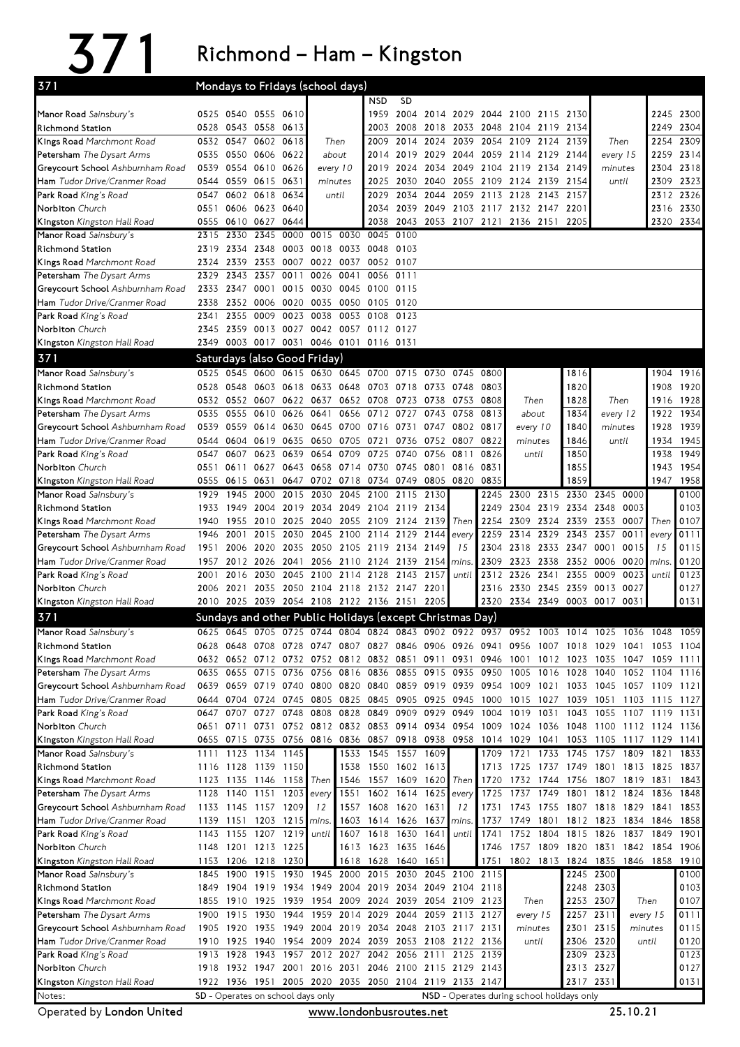# 371 Richmond – Ham – Kingston

## Mondays to Fridays (school days)

| 371 | | | | | | NSD | SD | | | | | | | | | |
|---|---|---|---|---|---|---|---|---|---|---|---|---|---|---|---|---|
| **Manor Road** Sainsbury's | 0525 | 0540 | 0555 | 0610 | Then about every 10 minutes until | 1959 | 2004 | 2014 | 2029 | 2044 | 2100 | 2115 | 2130 | Then every 15 minutes until | 2245 | 2300 |
| **Richmond Station** | 0528 | 0543 | 0558 | 0613 | | 2003 | 2008 | 2018 | 2033 | 2048 | 2104 | 2119 | 2134 | | 2249 | 2304 |
| **Kings Road** Marchmont Road | 0532 | 0547 | 0602 | 0618 | | 2009 | 2014 | 2024 | 2039 | 2054 | 2109 | 2124 | 2139 | | 2254 | 2309 |
| **Petersham** The Dysart Arms | 0535 | 0550 | 0606 | 0622 | | 2014 | 2019 | 2029 | 2044 | 2059 | 2114 | 2129 | 2144 | | 2259 | 2314 |
| **Greycourt School** Ashburnham Road | 0539 | 0554 | 0610 | 0626 | | 2019 | 2024 | 2034 | 2049 | 2104 | 2119 | 2134 | 2149 | | 2304 | 2318 |
| **Ham** Tudor Drive/Cranmer Road | 0544 | 0559 | 0615 | 0631 | | 2025 | 2030 | 2040 | 2055 | 2109 | 2124 | 2139 | 2154 | | 2309 | 2323 |
| **Park Road** King's Road | 0547 | 0602 | 0618 | 0634 | | 2029 | 2034 | 2044 | 2059 | 2113 | 2128 | 2143 | 2157 | | 2312 | 2326 |
| **Norbiton** Church | 0551 | 0606 | 0623 | 0640 | | 2034 | 2039 | 2049 | 2103 | 2117 | 2132 | 2147 | 2201 | | 2316 | 2330 |
| **Kingston** Kingston Hall Road | 0555 | 0610 | 0627 | 0644 | | 2038 | 2043 | 2053 | 2107 | 2121 | 2136 | 2151 | 2205 | | 2320 | 2334 |

| 371 | | | | | | | | |
|---|---|---|---|---|---|---|---|---|
| **Manor Road** Sainsbury's | 2315 | 2330 | 2345 | 0000 | 0015 | 0030 | 0045 | 0100 |
| **Richmond Station** | 2319 | 2334 | 2348 | 0003 | 0018 | 0033 | 0048 | 0103 |
| **Kings Road** Marchmont Road | 2324 | 2339 | 2353 | 0007 | 0022 | 0037 | 0052 | 0107 |
| **Petersham** The Dysart Arms | 2329 | 2343 | 2357 | 0011 | 0026 | 0041 | 0056 | 0111 |
| **Greycourt School** Ashburnham Road | 2333 | 2347 | 0001 | 0015 | 0030 | 0045 | 0100 | 0115 |
| **Ham** Tudor Drive/Cranmer Road | 2338 | 2352 | 0006 | 0020 | 0035 | 0050 | 0105 | 0120 |
| **Park Road** King's Road | 2341 | 2355 | 0009 | 0023 | 0038 | 0053 | 0108 | 0123 |
| **Norbiton** Church | 2345 | 2359 | 0013 | 0027 | 0042 | 0057 | 0112 | 0127 |
| **Kingston** Kingston Hall Road | 2349 | 0003 | 0017 | 0031 | 0046 | 0101 | 0116 | 0131 |

## Saturdays (also Good Friday)

| 371 | | | | | | | | | | | | | | | | | |
|---|---|---|---|---|---|---|---|---|---|---|---|---|---|---|---|---|---|
| **Manor Road** Sainsbury's | 0525 | 0545 | 0600 | 0615 | 0630 | 0645 | 0700 | 0715 | 0730 | 0745 | 0800 | Then about every 10 minutes until | 1816 | Then every 12 minutes until | 1904 | 1916 |
| **Richmond Station** | 0528 | 0548 | 0603 | 0618 | 0633 | 0648 | 0703 | 0718 | 0733 | 0748 | 0803 | | 1820 | | 1908 | 1920 |
| **Kings Road** Marchmont Road | 0532 | 0552 | 0607 | 0622 | 0637 | 0652 | 0708 | 0723 | 0738 | 0753 | 0808 | | 1828 | | 1916 | 1928 |
| **Petersham** The Dysart Arms | 0535 | 0555 | 0610 | 0626 | 0641 | 0656 | 0712 | 0727 | 0743 | 0758 | 0813 | | 1834 | | 1922 | 1934 |
| **Greycourt School** Ashburnham Road | 0539 | 0559 | 0614 | 0630 | 0645 | 0700 | 0716 | 0731 | 0747 | 0802 | 0817 | | 1840 | | 1928 | 1939 |
| **Ham** Tudor Drive/Cranmer Road | 0544 | 0604 | 0619 | 0635 | 0650 | 0705 | 0721 | 0736 | 0752 | 0807 | 0822 | | 1846 | | 1934 | 1945 |
| **Park Road** King's Road | 0547 | 0607 | 0623 | 0639 | 0654 | 0709 | 0725 | 0740 | 0756 | 0811 | 0826 | | 1850 | | 1938 | 1949 |
| **Norbiton** Church | 0551 | 0611 | 0627 | 0643 | 0658 | 0714 | 0730 | 0745 | 0801 | 0816 | 0831 | | 1855 | | 1943 | 1954 |
| **Kingston** Kingston Hall Road | 0555 | 0615 | 0631 | 0647 | 0702 | 0718 | 0734 | 0749 | 0805 | 0820 | 0835 | | 1859 | | 1947 | 1958 |

| 371 | | | | | | | | | | | | | | | | | |
|---|---|---|---|---|---|---|---|---|---|---|---|---|---|---|---|---|---|
| **Manor Road** Sainsbury's | 1929 | 1945 | 2000 | 2015 | 2030 | 2045 | 2100 | 2115 | 2130 | Then every 15 mins. until | 2245 | 2300 | 2315 | 2330 | 2345 | 0000 | Then every 15 mins. until | 0100 |
| **Richmond Station** | 1933 | 1949 | 2004 | 2019 | 2034 | 2049 | 2104 | 2119 | 2134 | | 2249 | 2304 | 2319 | 2334 | 2348 | 0003 | | 0103 |
| **Kings Road** Marchmont Road | 1940 | 1955 | 2010 | 2025 | 2040 | 2055 | 2109 | 2124 | 2139 | | 2254 | 2309 | 2324 | 2339 | 2353 | 0007 | | 0107 |
| **Petersham** The Dysart Arms | 1946 | 2001 | 2015 | 2030 | 2045 | 2100 | 2114 | 2129 | 2144 | | 2259 | 2314 | 2329 | 2343 | 2357 | 0011 | | 0111 |
| **Greycourt School** Ashburnham Road | 1951 | 2006 | 2020 | 2035 | 2050 | 2105 | 2119 | 2134 | 2149 | | 2304 | 2318 | 2333 | 2347 | 0001 | 0015 | | 0115 |
| **Ham** Tudor Drive/Cranmer Road | 1957 | 2012 | 2026 | 2041 | 2056 | 2110 | 2124 | 2139 | 2154 | | 2309 | 2323 | 2338 | 2352 | 0006 | 0020 | | 0120 |
| **Park Road** King's Road | 2001 | 2016 | 2030 | 2045 | 2100 | 2114 | 2128 | 2143 | 2157 | | 2312 | 2326 | 2341 | 2355 | 0009 | 0023 | | 0123 |
| **Norbiton** Church | 2006 | 2021 | 2035 | 2050 | 2104 | 2118 | 2132 | 2147 | 2201 | | 2316 | 2330 | 2345 | 2359 | 0013 | 0027 | | 0127 |
| **Kingston** Kingston Hall Road | 2010 | 2025 | 2039 | 2054 | 2108 | 2122 | 2136 | 2151 | 2205 | | 2320 | 2334 | 2349 | 0003 | 0017 | 0031 | | 0131 |

## Sundays and other Public Holidays (except Christmas Day)

| 371 | | | | | | | | | | | | | | | | | | | |
|---|---|---|---|---|---|---|---|---|---|---|---|---|---|---|---|---|---|---|---|
| **Manor Road** Sainsbury's | 0625 | 0645 | 0705 | 0725 | 0744 | 0804 | 0824 | 0843 | 0902 | 0922 | 0937 | 0952 | 1003 | 1014 | 1025 | 1036 | 1048 | 1059 |
| **Richmond Station** | 0628 | 0648 | 0708 | 0728 | 0747 | 0807 | 0827 | 0846 | 0906 | 0926 | 0941 | 0956 | 1007 | 1018 | 1029 | 1041 | 1053 | 1104 |
| **Kings Road** Marchmont Road | 0632 | 0652 | 0712 | 0732 | 0752 | 0812 | 0832 | 0851 | 0911 | 0931 | 0946 | 1001 | 1012 | 1023 | 1035 | 1047 | 1059 | 1111 |
| **Petersham** The Dysart Arms | 0635 | 0655 | 0715 | 0736 | 0756 | 0816 | 0836 | 0855 | 0915 | 0935 | 0950 | 1005 | 1016 | 1028 | 1040 | 1052 | 1104 | 1116 |
| **Greycourt School** Ashburnham Road | 0639 | 0659 | 0719 | 0740 | 0800 | 0820 | 0840 | 0859 | 0919 | 0939 | 0954 | 1009 | 1021 | 1033 | 1045 | 1057 | 1109 | 1121 |
| **Ham** Tudor Drive/Cranmer Road | 0644 | 0704 | 0724 | 0745 | 0805 | 0825 | 0845 | 0905 | 0925 | 0945 | 1000 | 1015 | 1027 | 1039 | 1051 | 1103 | 1115 | 1127 |
| **Park Road** King's Road | 0647 | 0707 | 0727 | 0748 | 0808 | 0828 | 0849 | 0909 | 0929 | 0949 | 1004 | 1019 | 1031 | 1043 | 1055 | 1107 | 1119 | 1131 |
| **Norbiton** Church | 0651 | 0711 | 0731 | 0752 | 0812 | 0832 | 0853 | 0914 | 0934 | 0954 | 1009 | 1024 | 1036 | 1048 | 1100 | 1112 | 1124 | 1136 |
| **Kingston** Kingston Hall Road | 0655 | 0715 | 0735 | 0756 | 0816 | 0836 | 0857 | 0918 | 0938 | 0958 | 1014 | 1029 | 1041 | 1053 | 1105 | 1117 | 1129 | 1141 |

| 371 | | | | | | | | | | | | | | | | | | | |
|---|---|---|---|---|---|---|---|---|---|---|---|---|---|---|---|---|---|---|---|
| **Manor Road** Sainsbury's | 1111 | 1123 | 1134 | 1145 | Then every 12 mins. until | 1533 | 1545 | 1557 | 1609 | Then every 12 mins. until | 1709 | 1721 | 1733 | 1745 | 1757 | 1809 | 1821 | 1833 |
| **Richmond Station** | 1116 | 1128 | 1139 | 1150 | | 1538 | 1550 | 1602 | 1613 | | 1713 | 1725 | 1737 | 1749 | 1801 | 1813 | 1825 | 1837 |
| **Kings Road** Marchmont Road | 1123 | 1135 | 1146 | 1158 | | 1546 | 1557 | 1609 | 1620 | | 1720 | 1732 | 1744 | 1756 | 1807 | 1819 | 1831 | 1843 |
| **Petersham** The Dysart Arms | 1128 | 1140 | 1151 | 1203 | | 1551 | 1602 | 1614 | 1625 | | 1725 | 1737 | 1749 | 1801 | 1812 | 1824 | 1836 | 1848 |
| **Greycourt School** Ashburnham Road | 1133 | 1145 | 1157 | 1209 | | 1557 | 1608 | 1620 | 1631 | | 1731 | 1743 | 1755 | 1807 | 1818 | 1829 | 1841 | 1853 |
| **Ham** Tudor Drive/Cranmer Road | 1139 | 1151 | 1203 | 1215 | | 1603 | 1614 | 1626 | 1637 | | 1737 | 1749 | 1801 | 1812 | 1823 | 1834 | 1846 | 1858 |
| **Park Road** King's Road | 1143 | 1155 | 1207 | 1219 | | 1607 | 1618 | 1630 | 1641 | | 1741 | 1752 | 1804 | 1815 | 1826 | 1837 | 1849 | 1901 |
| **Norbiton** Church | 1148 | 1201 | 1213 | 1225 | | 1613 | 1623 | 1635 | 1646 | | 1746 | 1757 | 1809 | 1820 | 1831 | 1842 | 1854 | 1906 |
| **Kingston** Kingston Hall Road | 1153 | 1206 | 1218 | 1230 | | 1618 | 1628 | 1640 | 1651 | | 1751 | 1802 | 1813 | 1824 | 1835 | 1846 | 1858 | 1910 |

| 371 | | | | | | | | | | | | | | | | | |
|---|---|---|---|---|---|---|---|---|---|---|---|---|---|---|---|---|---|
| **Manor Road** Sainsbury's | 1845 | 1900 | 1915 | 1930 | 1945 | 2000 | 2015 | 2030 | 2045 | 2100 | 2115 | Then every 15 minutes until | 2245 | 2300 | Then every 15 minutes until | 0100 |
| **Richmond Station** | 1849 | 1904 | 1919 | 1934 | 1949 | 2004 | 2019 | 2034 | 2049 | 2104 | 2118 | | 2248 | 2303 | | 0103 |
| **Kings Road** Marchmont Road | 1855 | 1910 | 1925 | 1939 | 1954 | 2009 | 2024 | 2039 | 2054 | 2109 | 2123 | | 2253 | 2307 | | 0107 |
| **Petersham** The Dysart Arms | 1900 | 1915 | 1930 | 1944 | 1959 | 2014 | 2029 | 2044 | 2059 | 2113 | 2127 | | 2257 | 2311 | | 0111 |
| **Greycourt School** Ashburnham Road | 1905 | 1920 | 1935 | 1949 | 2004 | 2019 | 2034 | 2048 | 2103 | 2117 | 2131 | | 2301 | 2315 | | 0115 |
| **Ham** Tudor Drive/Cranmer Road | 1910 | 1925 | 1940 | 1954 | 2009 | 2024 | 2039 | 2053 | 2108 | 2122 | 2136 | | 2306 | 2320 | | 0120 |
| **Park Road** King's Road | 1913 | 1928 | 1943 | 1957 | 2012 | 2027 | 2042 | 2056 | 2111 | 2125 | 2139 | | 2309 | 2323 | | 0123 |
| **Norbiton** Church | 1918 | 1932 | 1947 | 2001 | 2016 | 2031 | 2046 | 2100 | 2115 | 2129 | 2143 | | 2313 | 2327 | | 0127 |
| **Kingston** Kingston Hall Road | 1922 | 1936 | 1951 | 2005 | 2020 | 2035 | 2050 | 2104 | 2119 | 2133 | 2147 | | 2317 | 2331 | | 0131 |

Notes: **SD** - Operates on school days only; **NSD** - Operates during school holidays only

Operated by **London United** www.londonbusroutes.net 25.10.21